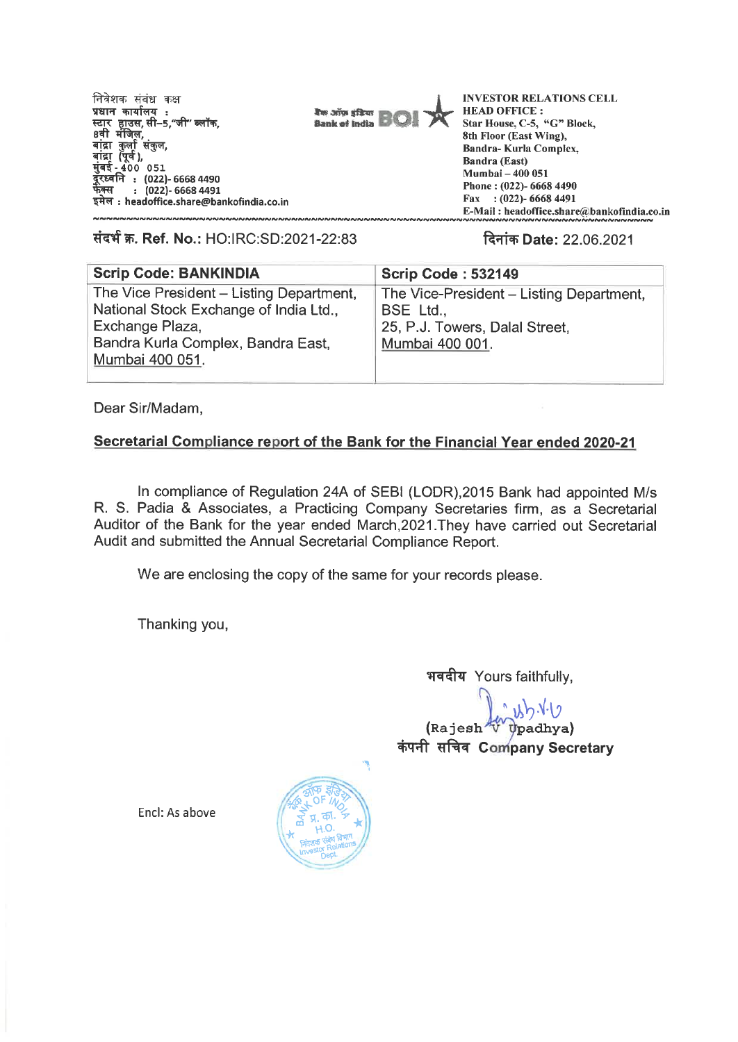निवेशक संबंध कक्ष
प्रधान कार्यालय :
स्टार हाउस, सी–5,"जी" ब्लॉक,
8वी मंजिल,
बांद्रा कुर्ला संकुल,
बांद्रा (पूर्व),
मुंबई - 400 051
दूरध्वनि : (022)- 6668 4490
फेक्स : (022)- 6668 4491
इमेल : headoffice.share@bankofindia.co.in

बैंक ऑफ़ इंडिया Bank of India BOI

**INVESTOR RELATIONS CELL**
**HEAD OFFICE :**
**Star House, C-5, "G" Block,**
**8th Floor (East Wing),**
**Bandra- Kurla Complex,**
**Bandra (East)**
**Mumbai – 400 051**
**Phone : (022)- 6668 4490**
**Fax : (022)- 6668 4491**
**E-Mail : headoffice.share@bankofindia.co.in**

**संदर्भ क्र. Ref. No.:** HO:IRC:SD:2021-22:83

**दिनांक Date:** 22.06.2021

| Scrip Code: BANKINDIA | Scrip Code : 532149 |
|---|---|
| The Vice President – Listing Department, National Stock Exchange of India Ltd., Exchange Plaza, Bandra Kurla Complex, Bandra East, Mumbai 400 051. | The Vice-President – Listing Department, BSE Ltd., 25, P.J. Towers, Dalal Street, Mumbai 400 001. |

Dear Sir/Madam,

**Secretarial Compliance report of the Bank for the Financial Year ended 2020-21**

In compliance of Regulation 24A of SEBI (LODR),2015 Bank had appointed M/s R. S. Padia & Associates, a Practicing Company Secretaries firm, as a Secretarial Auditor of the Bank for the year ended March,2021.They have carried out Secretarial Audit and submitted the Annual Secretarial Compliance Report.

We are enclosing the copy of the same for your records please.

Thanking you,

भवदीय Yours faithfully,

(Rajesh V Upadhya)
कंपनी सचिव Company Secretary

Encl: As above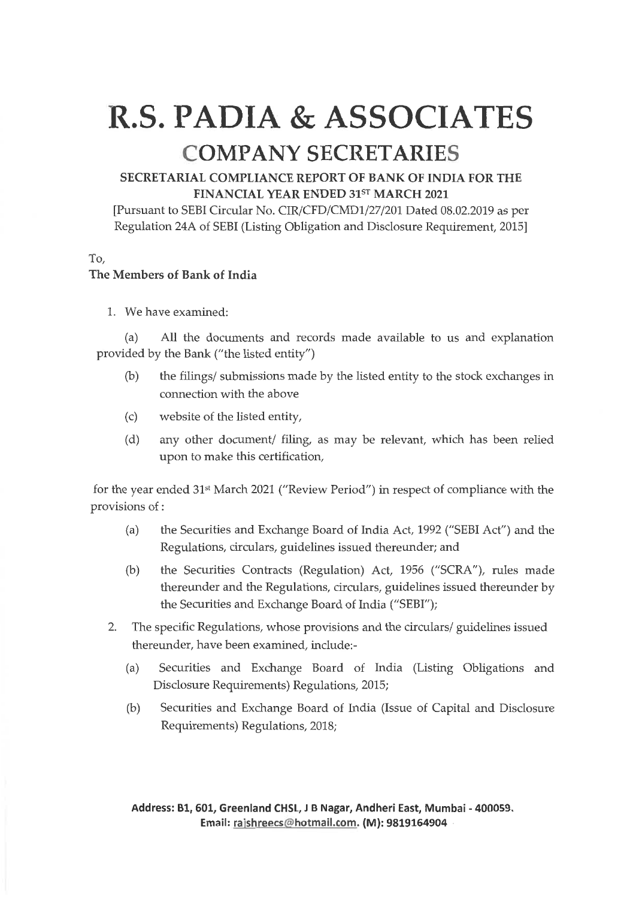# R.S. PADIA & ASSOCIATES

## COMPANY SECRETARIES

### SECRETARIAL COMPLIANCE REPORT OF BANK OF INDIA FOR THE FINANCIAL YEAR ENDED 31ST MARCH 2021

[Pursuant to SEBI Circular No. CIR/CFD/CMD1/27/201 Dated 08.02.2019 as per Regulation 24A of SEBI (Listing Obligation and Disclosure Requirement, 2015]

To,

**The Members of Bank of India**

1. We have examined:

   (a) All the documents and records made available to us and explanation provided by the Bank ("the listed entity")

   (b) the filings/ submissions made by the listed entity to the stock exchanges in connection with the above

   (c) website of the listed entity,

   (d) any other document/ filing, as may be relevant, which has been relied upon to make this certification,

for the year ended 31st March 2021 ("Review Period") in respect of compliance with the provisions of :

   (a) the Securities and Exchange Board of India Act, 1992 ("SEBI Act") and the Regulations, circulars, guidelines issued thereunder; and

   (b) the Securities Contracts (Regulation) Act, 1956 ("SCRA"), rules made thereunder and the Regulations, circulars, guidelines issued thereunder by the Securities and Exchange Board of India ("SEBI");

2. The specific Regulations, whose provisions and the circulars/ guidelines issued thereunder, have been examined, include:-

   (a) Securities and Exchange Board of India (Listing Obligations and Disclosure Requirements) Regulations, 2015;

   (b) Securities and Exchange Board of India (Issue of Capital and Disclosure Requirements) Regulations, 2018;

**Address: B1, 601, Greenland CHSL, J B Nagar, Andheri East, Mumbai - 400059. Email: rajshreecs@hotmail.com. (M): 9819164904**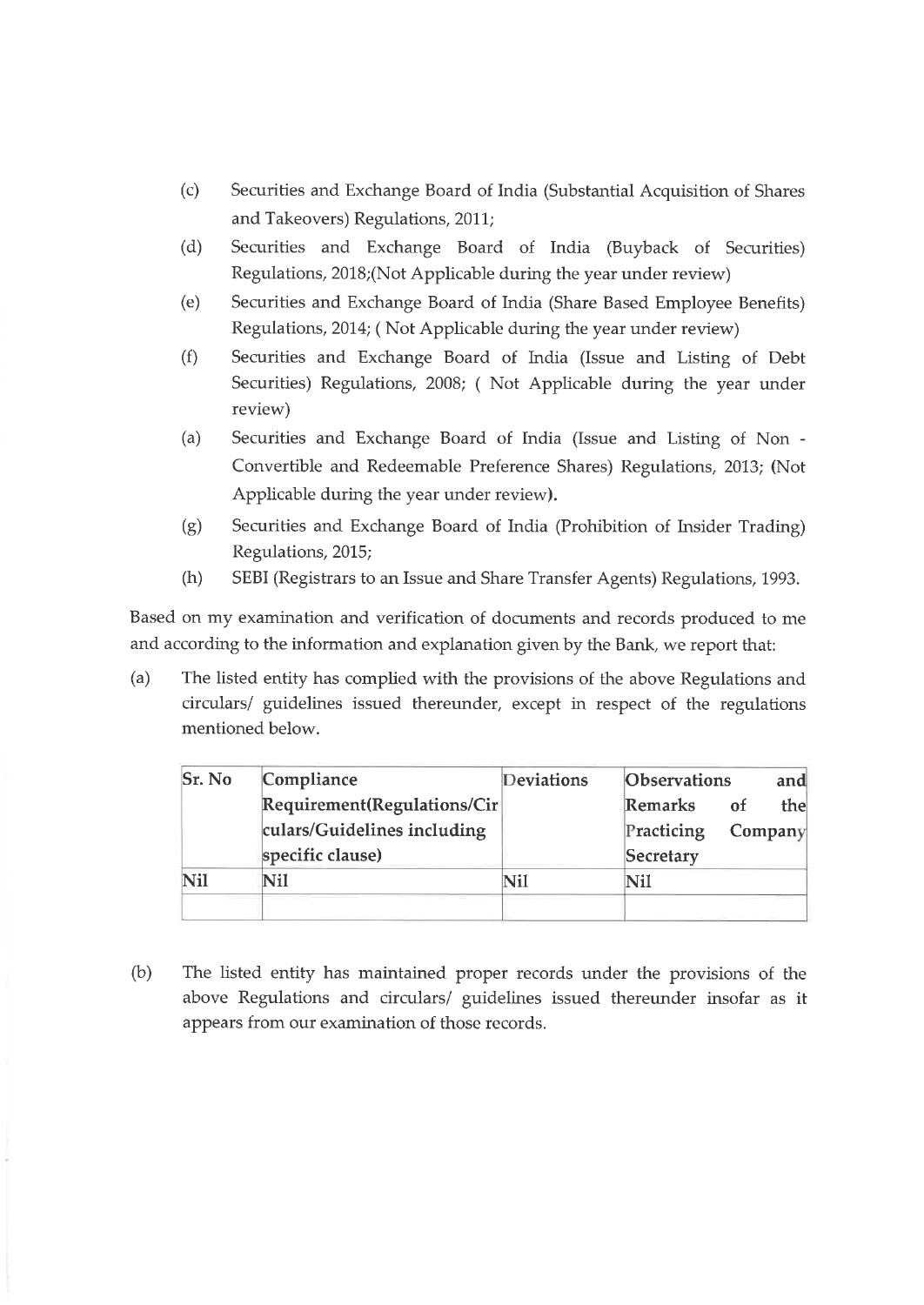(c) Securities and Exchange Board of India (Substantial Acquisition of Shares and Takeovers) Regulations, 2011;

(d) Securities and Exchange Board of India (Buyback of Securities) Regulations, 2018;(Not Applicable during the year under review)

(e) Securities and Exchange Board of India (Share Based Employee Benefits) Regulations, 2014; ( Not Applicable during the year under review)

(f) Securities and Exchange Board of India (Issue and Listing of Debt Securities) Regulations, 2008; ( Not Applicable during the year under review)

(a) Securities and Exchange Board of India (Issue and Listing of Non - Convertible and Redeemable Preference Shares) Regulations, 2013; (Not Applicable during the year under review).

(g) Securities and Exchange Board of India (Prohibition of Insider Trading) Regulations, 2015;

(h) SEBI (Registrars to an Issue and Share Transfer Agents) Regulations, 1993.

Based on my examination and verification of documents and records produced to me and according to the information and explanation given by the Bank, we report that:

(a) The listed entity has complied with the provisions of the above Regulations and circulars/ guidelines issued thereunder, except in respect of the regulations mentioned below.

| Sr. No | Compliance Requirement(Regulations/Circulars/Guidelines including specific clause) | Deviations | Observations and Remarks of the Practicing Company Secretary |
|---|---|---|---|
| Nil | Nil | Nil | Nil |
| | | | |

(b) The listed entity has maintained proper records under the provisions of the above Regulations and circulars/ guidelines issued thereunder insofar as it appears from our examination of those records.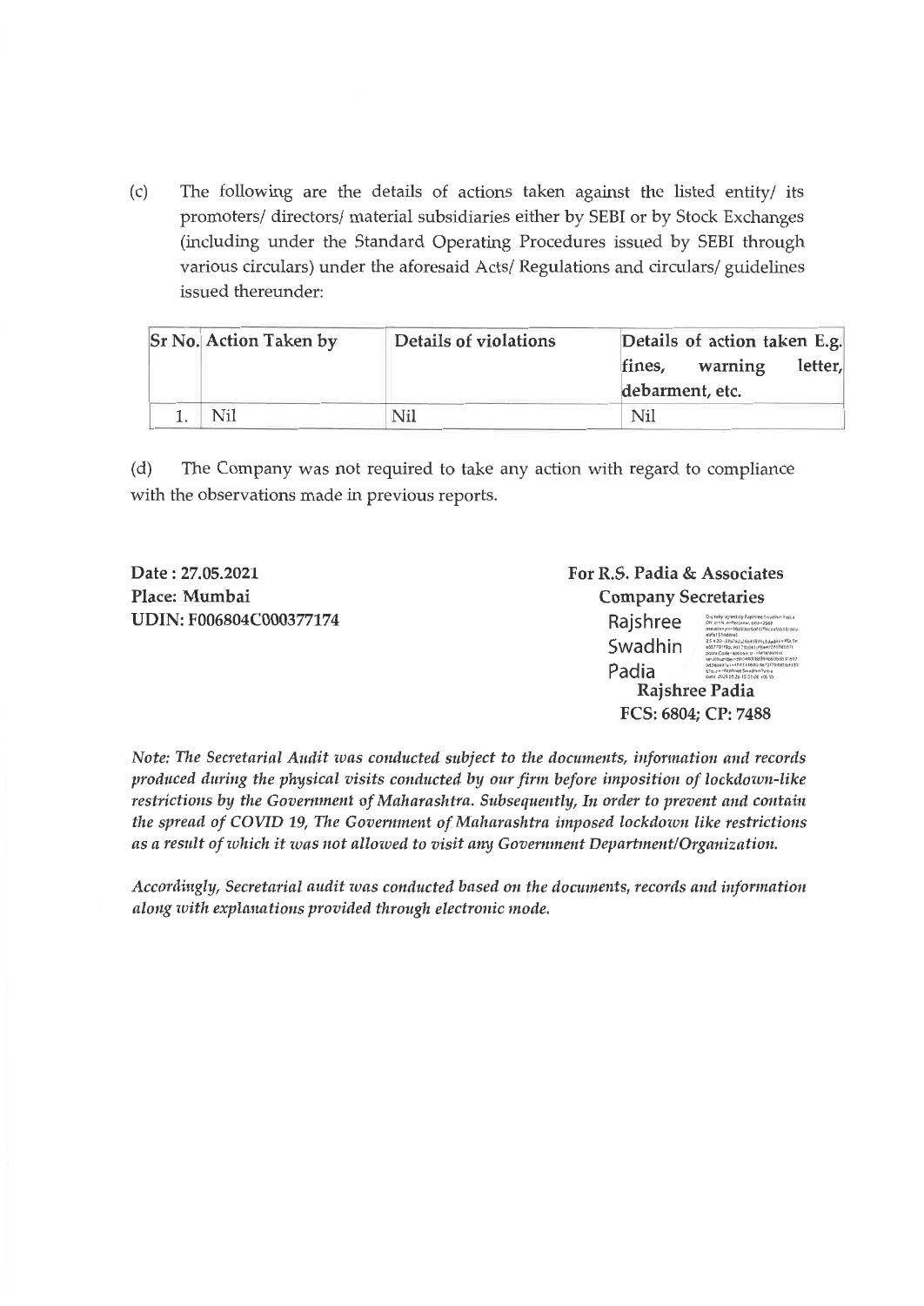(c) The following are the details of actions taken against the listed entity/ its promoters/ directors/ material subsidiaries either by SEBI or by Stock Exchanges (including under the Standard Operating Procedures issued by SEBI through various circulars) under the aforesaid Acts/ Regulations and circulars/ guidelines issued thereunder:

| Sr No. | Action Taken by | Details of violations | Details of action taken E.g. fines, warning letter, debarment, etc. |
|---|---|---|---|
| 1. | Nil | Nil | Nil |

(d) The Company was not required to take any action with regard to compliance with the observations made in previous reports.

**Date : 27.05.2021**
**Place: Mumbai**
**UDIN: F006804C000377174**

**For R.S. Padia & Associates**
**Company Secretaries**

Rajshree Swadhin Padia

**Rajshree Padia**
**FCS: 6804; CP: 7488**

*Note: The Secretarial Audit was conducted subject to the documents, information and records produced during the physical visits conducted by our firm before imposition of lockdown-like restrictions by the Government of Maharashtra. Subsequently, In order to prevent and contain the spread of COVID 19, The Government of Maharashtra imposed lockdown like restrictions as a result of which it was not allowed to visit any Government Department/Organization.*

*Accordingly, Secretarial audit was conducted based on the documents, records and information along with explanations provided through electronic mode.*